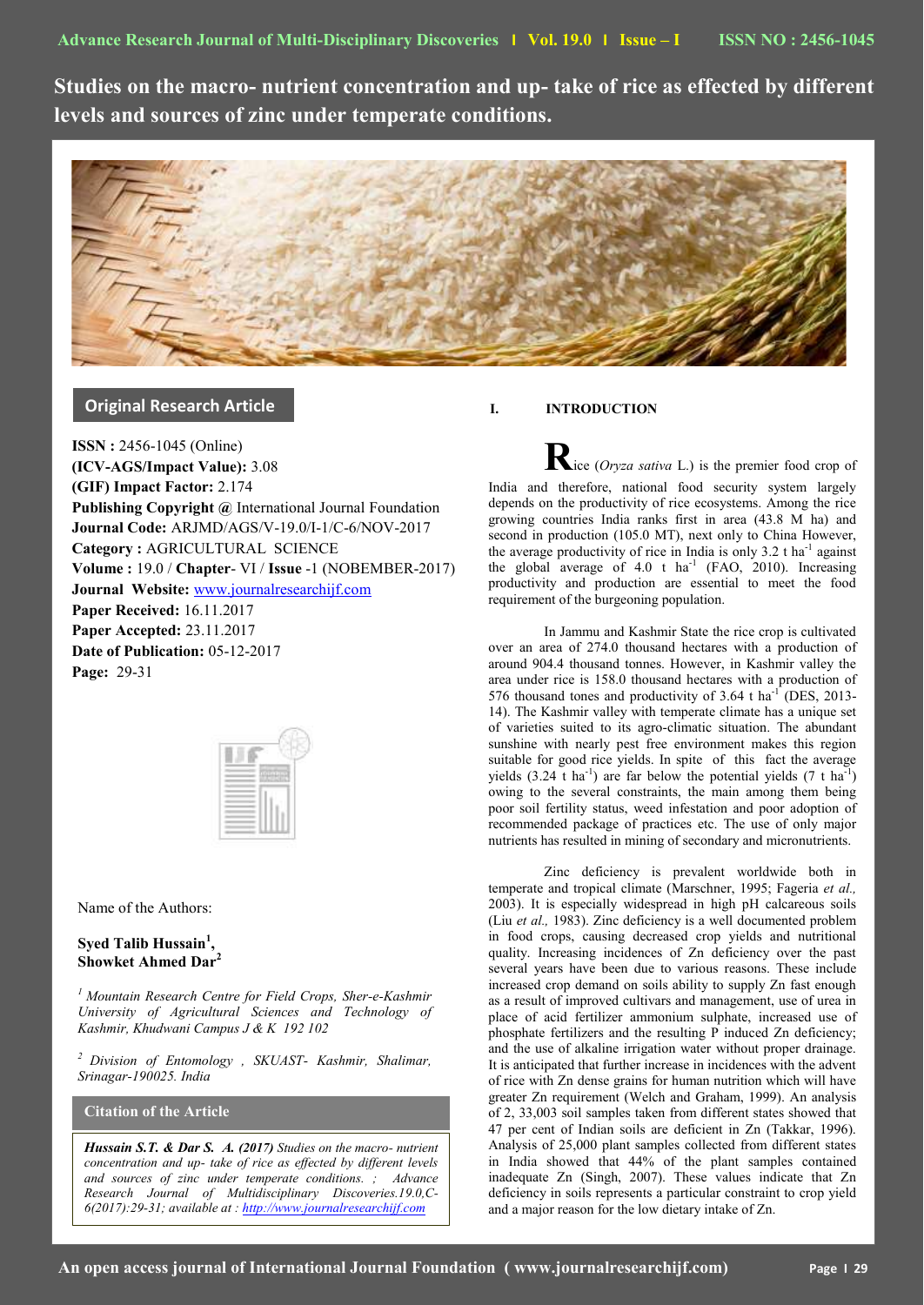# Studies on the macro- nutrient concentration and up- take of rice as effected by different levels and sources of zinc under temperate conditions.

## Original Research Article

**ISSN :** 2456-1045 (Online)
**(ICV-AGS/Impact Value):** 3.08
**(GIF) Impact Factor:** 2.174
**Publishing Copyright @** International Journal Foundation
**Journal Code:** ARJMD/AGS/V-19.0/I-1/C-6/NOV-2017
**Category :** AGRICULTURAL SCIENCE
**Volume :** 19.0 / **Chapter**- VI / **Issue** -1 (NOBEMBER-2017)
**Journal Website:** www.journalresearchijf.com
**Paper Received:** 16.11.2017
**Paper Accepted:** 23.11.2017
**Date of Publication:** 05-12-2017
**Page:** 29-31

Name of the Authors:

**Syed Talib Hussain[1], Showket Ahmed Dar[2]**

[1] *Mountain Research Centre for Field Crops, Sher-e-Kashmir University of Agricultural Sciences and Technology of Kashmir, Khudwani Campus J & K 192 102*

[2] *Division of Entomology , SKUAST- Kashmir, Shalimar, Srinagar-190025. India*

### Citation of the Article

***Hussain S.T. & Dar S. A. (2017)*** *Studies on the macro- nutrient concentration and up- take of rice as effected by different levels and sources of zinc under temperate conditions. ; Advance Research Journal of Multidisciplinary Discoveries.19.0,C-6(2017):29-31; available at : http://www.journalresearchijf.com*

## I. INTRODUCTION

Rice (*Oryza sativa* L.) is the premier food crop of India and therefore, national food security system largely depends on the productivity of rice ecosystems. Among the rice growing countries India ranks first in area (43.8 M ha) and second in production (105.0 MT), next only to China However, the average productivity of rice in India is only 3.2 t ha$^{-1}$ against the global average of 4.0 t ha$^{-1}$ (FAO, 2010). Increasing productivity and production are essential to meet the food requirement of the burgeoning population.

In Jammu and Kashmir State the rice crop is cultivated over an area of 274.0 thousand hectares with a production of around 904.4 thousand tonnes. However, in Kashmir valley the area under rice is 158.0 thousand hectares with a production of 576 thousand tones and productivity of 3.64 t ha$^{-1}$ (DES, 2013-14). The Kashmir valley with temperate climate has a unique set of varieties suited to its agro-climatic situation. The abundant sunshine with nearly pest free environment makes this region suitable for good rice yields. In spite of this fact the average yields (3.24 t ha$^{-1}$) are far below the potential yields (7 t ha$^{-1}$) owing to the several constraints, the main among them being poor soil fertility status, weed infestation and poor adoption of recommended package of practices etc. The use of only major nutrients has resulted in mining of secondary and micronutrients.

Zinc deficiency is prevalent worldwide both in temperate and tropical climate (Marschner, 1995; Fageria *et al.,* 2003). It is especially widespread in high pH calcareous soils (Liu *et al.,* 1983). Zinc deficiency is a well documented problem in food crops, causing decreased crop yields and nutritional quality. Increasing incidences of Zn deficiency over the past several years have been due to various reasons. These include increased crop demand on soils ability to supply Zn fast enough as a result of improved cultivars and management, use of urea in place of acid fertilizer ammonium sulphate, increased use of phosphate fertilizers and the resulting P induced Zn deficiency; and the use of alkaline irrigation water without proper drainage. It is anticipated that further increase in incidences with the advent of rice with Zn dense grains for human nutrition which will have greater Zn requirement (Welch and Graham, 1999). An analysis of 2, 33,003 soil samples taken from different states showed that 47 per cent of Indian soils are deficient in Zn (Takkar, 1996). Analysis of 25,000 plant samples collected from different states in India showed that 44% of the plant samples contained inadequate Zn (Singh, 2007). These values indicate that Zn deficiency in soils represents a particular constraint to crop yield and a major reason for the low dietary intake of Zn.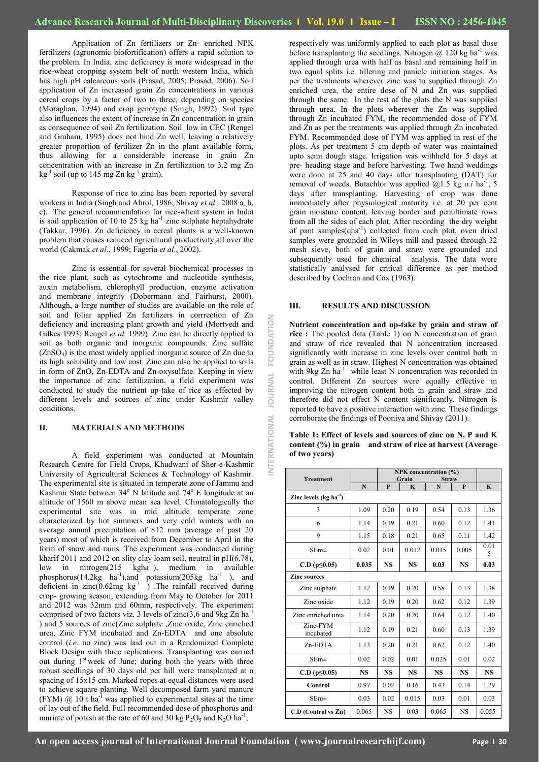Application of Zn fertilizers or Zn- enriched NPK fertilizers (agronomic biofortification) offers a rapid solution to the problem. In India, zinc deficiency is more widespread in the rice-wheat cropping system belt of north western India, which has high pH calcareous soils (Prasad, 2005; Prasad, 2006). Soil application of Zn increased grain Zn concentrations in various cereal crops by a factor of two to three, depending on species (Moraghan, 1994) and crop genotype (Singh, 1992). Soil type also influences the extent of increase in Zn concentration in grain as consequence of soil Zn fertilization. Soil low in CEC (Rengel and Graham, 1995) does not bind Zn well, leaving a relatively greater proportion of fertilizer Zn in the plant available form, thus allowing for a considerable increase in grain Zn concentration with an increase in Zn fertilization to 3.2 mg Zn $kg^{-1}$ soil (up to 145 mg Zn $kg^{-1}$ grain).

Response of rice to zinc has been reported by several workers in India (Singh and Abrol, 1986; Shivay *et al.,* 2008 a, b, c). The general recommendation for rice-wheat system in India is soil application of 10 to 25 kg $ha^{-1}$ zinc sulphate heptahydrate (Takkar, 1996). Zn deficiency in cereal plants is a well-known problem that causes reduced agricultural productivity all over the world (Cakmak *et al*., 1999; Fageria *et al*., 2002).

Zinc is essential for several biochemical processes in the rice plant, such as cytochrome and nucleotide synthesis, auxin metabolism, chlorophyll production, enzyme activation and membrane integrity (Dobermann and Fairhurst, 2000). Although, a large number of studies are available on the role of soil and foliar applied Zn fertilizers in corrrection of Zn deficiency and increasing plant growth and yield (Mortvedt and Gilkes 1993; Rengel *et al*. 1999). Zinc can be directly applied to soil as both organic and inorganic compounds. Zinc sulfate ($ZnSO_4$) is the most widely applied inorganic source of Zn due to its high solubility and low cost. Zinc can also be applied to soils in form of ZnO, Zn-EDTA and Zn-oxysulfate. Keeping in view the importance of zinc fertilization, a field experiment was conducted to study the nutrient up-take of rice as effected by different levels and sources of zinc under Kashmir valley conditions.

## II. MATERIALS AND METHODS

A field experiment was conducted at Mountain Research Centre for Field Crops, Khudwani of Sher-e-Kashmir University of Agricultural Sciences & Technology of Kashmir. The experimental site is situated in temperate zone of Jammu and Kashmir State between 34° N latitude and 74° E longitude at an altitude of 1560 m above mean sea level. Climatologically the experimental site was in mid altitude temperate zone characterized by hot summers and very cold winters with an average annual precipitation of 812 mm (average of past 20 years) most of which is received from December to April in the form of snow and rains. The experiment was conducted during kharif 2011 and 2012 on slity clay loam soil, neutral in pH(6.78), low in nitrogen(215 $kgha^{-1}$), medium in available phosphorus(14.2kg $ha^{-1}$),and potassium(205kg $ha^{-1}$ ), and deficient in zinc(0.62mg $kg^{-1}$ ) .The rainfall received during crop- growing season, extending from May to October for 2011 and 2012 was 32mm and 60mm, respectively. The experiment comprised of two factors viz. 3 levels of zinc(3,6 and 9kg Zn $ha^{-1}$ ) and 5 sources of zinc(Zinc sulphate ,Zinc oxide, Zinc enriched urea, Zinc FYM incubated and Zn-EDTA and one absolute control (*i.e.* no zinc) was laid out in a Randomized Complete Block Design with three replications. Transplanting was carried out during 1st week of June; during both the years with three robust seedlings of 30 days old per hill were transplanted at a spacing of 15x15 cm. Marked ropes at equal distances were used to achieve square planting. Well decomposed farm yard manure (FYM) @ 10 t $ha^{-1}$ was applied to experimental sites at the time of lay out of the field. Full recommended dose of phosphorus and muriate of potash at the rate of 60 and 30 kg $P_2O_5$ and $K_2O$ $ha^{-1}$, respectively was uniformly applied to each plot as basal dose before transplanting the seedlings. Nitrogen @ 120 kg $ha^{-1}$ was applied through urea with half as basal and remaining half in two equal splits i.e. tillering and panicle initiation stages. As per the treatments wherever zinc was to supplied through Zn enriched urea, the entire dose of N and Zn was supplied through the same. In the rest of the plots the N was supplied through urea. In the plots wherever the Zn was supplied through Zn incubated FYM, the recommended dose of FYM and Zn as per the treatments was applied through Zn incubated FYM. Recommended dose of FYM was applied in rest of the plots. As per treatment 5 cm depth of water was maintained upto semi dough stage. Irrigation was withheld for 5 days at pre- heading stage and before harvesting. Two hand weddings were done at 25 and 40 days after transplanting (DAT) for removal of weeds. Butachlor was applied @1.5 kg *a.i* $ha^{-1}$, 5 days after transplanting. Harvesting of crop was done immediately after physiological maturity i.e. at 20 per cent grain moisture content, leaving border and penultimate rows from all the sides of each plot. After recording the dry weight of pant samples($qha^{-1}$) collected from each plot, oven dried samples were grounded in Wileys mill and passed through 32 mesh sieve, both of grain and straw were grounded and subsequently used for chemical analysis. The data were statistically analysed for critical difference as per method described by Cochran and Cox (1963).

## III. RESULTS AND DISCUSSION

**Nutrient concentration and up-take by grain and straw of rice :** The pooled data (Table 1) on N concentration of grain and straw of rice revealed that N concentration increased significantly with increase in zinc levels over control both in grain as well as in straw. Highest N concentration was obtained with 9kg Zn $ha^{-1}$ while least N concentration was recorded in control. Different Zn sources were equally effective in improving the nitrogen content both in grain and straw and therefore did not effect N content significantly. Nitrogen is reported to have a positive interaction with zinc. These findings corroborate the findings of Pooniya and Shivay (2011).

**Table 1: Effect of levels and sources of zinc on N, P and K content (%) in grain and straw of rice at harvest (Average of two years)**

| Treatment | NPK concentration (%) | | | | | |
|---|---|---|---|---|---|---|
| | Grain | | | Straw | | |
| | N | P | K | N | P | K |
| **Zinc levels (kg $ha^{-1}$)** | | | | | | |
| 3 | 1.09 | 0.20 | 0.19 | 0.54 | 0.13 | 1.36 |
| 6 | 1.14 | 0.19 | 0.21 | 0.60 | 0.12 | 1.41 |
| 9 | 1.15 | 0.18 | 0.21 | 0.65 | 0.11 | 1.42 |
| SEm± | 0.02 | 0.01 | 0.012 | 0.015 | 0.005 | 0.015 |
| **C.D (p≤0.05)** | **0.035** | **NS** | **NS** | **0.03** | **NS** | **0.03** |
| **Zinc sources** | | | | | | |
| Zinc sulphate | 1.12 | 0.19 | 0.20 | 0.58 | 0.13 | 1.38 |
| Zinc oxide | 1.12 | 0.19 | 0.20 | 0.62 | 0.12 | 1.39 |
| Zinc enriched urea | 1.14 | 0.20 | 0.20 | 0.64 | 0.12 | 1.40 |
| Zinc-FYM incubated | 1.12 | 0.19 | 0.21 | 0.60 | 0.13 | 1.39 |
| Zn-EDTA | 1.13 | 0.20 | 0.21 | 0.62 | 0.12 | 1.40 |
| SEm± | 0.02 | 0.02 | 0.01 | 0.025 | 0.01 | 0.02 |
| **C.D (p≤0.05)** | **NS** | **NS** | **NS** | **NS** | **NS** | **NS** |
| **Control** | 0.97 | 0.02 | 0.16 | 0.43 | 0.14 | 1.29 |
| SEm± | 0.03 | 0.02 | 0.015 | 0.03 | 0.01 | 0.03 |
| **C.D (Control vs Zn)** | 0.065 | NS | 0.03 | 0.065 | NS | 0.055 |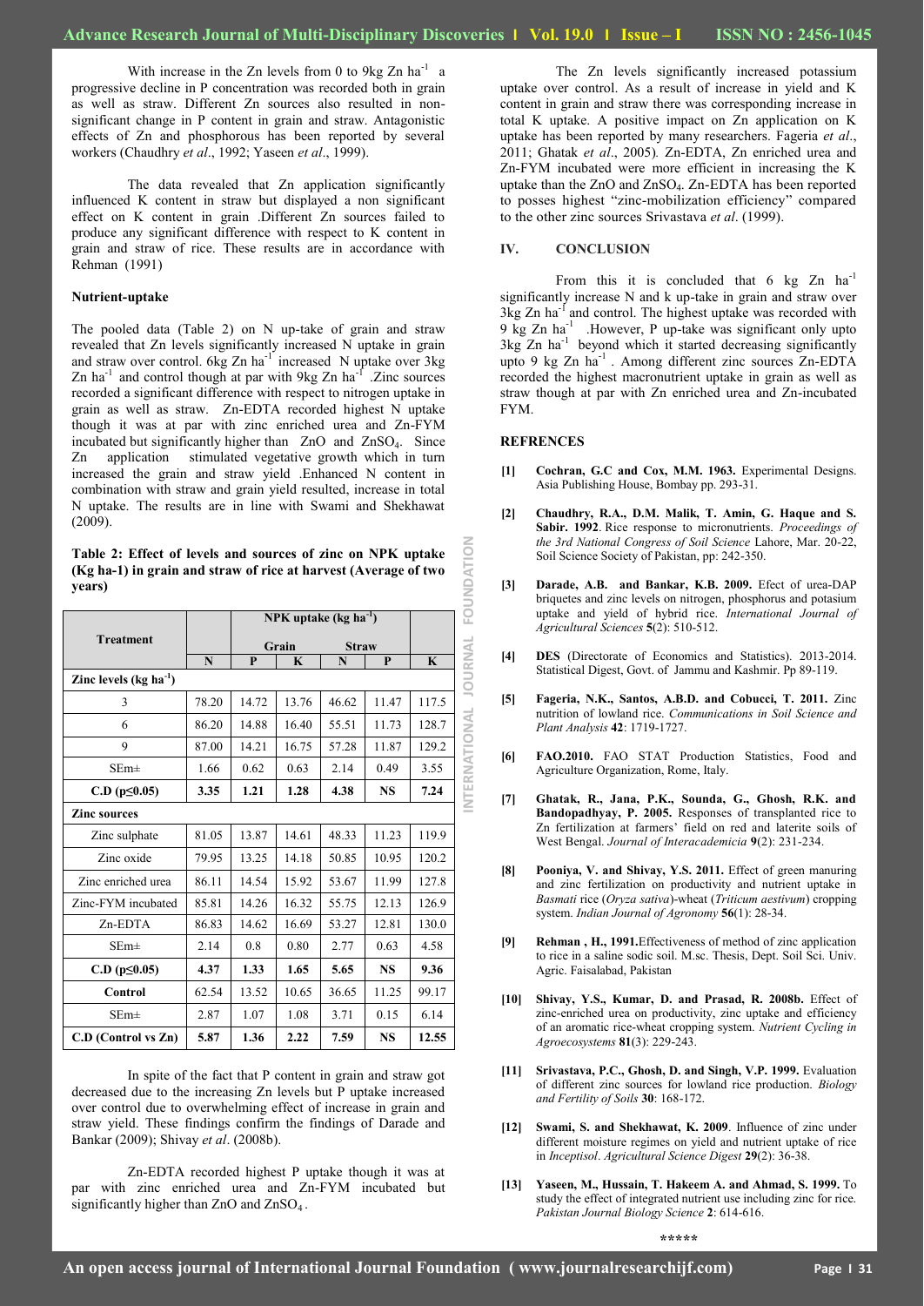With increase in the Zn levels from 0 to 9kg Zn ha$^{-1}$ a progressive decline in P concentration was recorded both in grain as well as straw. Different Zn sources also resulted in non-significant change in P content in grain and straw. Antagonistic effects of Zn and phosphorous has been reported by several workers (Chaudhry *et al*., 1992; Yaseen *et al*., 1999).

The data revealed that Zn application significantly influenced K content in straw but displayed a non significant effect on K content in grain .Different Zn sources failed to produce any significant difference with respect to K content in grain and straw of rice. These results are in accordance with Rehman (1991)

**Nutrient-uptake**

The pooled data (Table 2) on N up-take of grain and straw revealed that Zn levels significantly increased N uptake in grain and straw over control. 6kg Zn ha$^{-1}$ increased N uptake over 3kg Zn ha$^{-1}$ and control though at par with 9kg Zn ha$^{-1}$ .Zinc sources recorded a significant difference with respect to nitrogen uptake in grain as well as straw. Zn-EDTA recorded highest N uptake though it was at par with zinc enriched urea and Zn-FYM incubated but significantly higher than ZnO and $ZnSO_4$. Since Zn application stimulated vegetative growth which in turn increased the grain and straw yield .Enhanced N content in combination with straw and grain yield resulted, increase in total N uptake. The results are in line with Swami and Shekhawat (2009).

**Table 2: Effect of levels and sources of zinc on NPK uptake (Kg ha-1) in grain and straw of rice at harvest (Average of two years)**

| Treatment | NPK uptake (kg ha$^{-1}$) | | | | | |
|---|---|---|---|---|---|---|
| | Grain | | | Straw | | |
| | N | P | K | N | P | K |
| **Zinc levels (kg ha$^{-1}$)** | | | | | | |
| 3 | 78.20 | 14.72 | 13.76 | 46.62 | 11.47 | 117.5 |
| 6 | 86.20 | 14.88 | 16.40 | 55.51 | 11.73 | 128.7 |
| 9 | 87.00 | 14.21 | 16.75 | 57.28 | 11.87 | 129.2 |
| SEm± | 1.66 | 0.62 | 0.63 | 2.14 | 0.49 | 3.55 |
| **C.D (p≤0.05)** | **3.35** | **1.21** | **1.28** | **4.38** | **NS** | **7.24** |
| **Zinc sources** | | | | | | |
| Zinc sulphate | 81.05 | 13.87 | 14.61 | 48.33 | 11.23 | 119.9 |
| Zinc oxide | 79.95 | 13.25 | 14.18 | 50.85 | 10.95 | 120.2 |
| Zinc enriched urea | 86.11 | 14.54 | 15.92 | 53.67 | 11.99 | 127.8 |
| Zinc-FYM incubated | 85.81 | 14.26 | 16.32 | 55.75 | 12.13 | 126.9 |
| Zn-EDTA | 86.83 | 14.62 | 16.69 | 53.27 | 12.81 | 130.0 |
| SEm± | 2.14 | 0.8 | 0.80 | 2.77 | 0.63 | 4.58 |
| **C.D (p≤0.05)** | **4.37** | **1.33** | **1.65** | **5.65** | **NS** | **9.36** |
| **Control** | 62.54 | 13.52 | 10.65 | 36.65 | 11.25 | 99.17 |
| SEm± | 2.87 | 1.07 | 1.08 | 3.71 | 0.15 | 6.14 |
| **C.D (Control vs Zn)** | **5.87** | **1.36** | **2.22** | **7.59** | **NS** | **12.55** |

In spite of the fact that P content in grain and straw got decreased due to the increasing Zn levels but P uptake increased over control due to overwhelming effect of increase in grain and straw yield. These findings confirm the findings of Darade and Bankar (2009); Shivay *et al*. (2008b).

Zn-EDTA recorded highest P uptake though it was at par with zinc enriched urea and Zn-FYM incubated but significantly higher than ZnO and $ZnSO_4$.

The Zn levels significantly increased potassium uptake over control. As a result of increase in yield and K content in grain and straw there was corresponding increase in total K uptake. A positive impact on Zn application on K uptake has been reported by many researchers. Fageria *et al*., 2011; Ghatak *et al*., 2005). Zn-EDTA, Zn enriched urea and Zn-FYM incubated were more efficient in increasing the K uptake than the ZnO and $ZnSO_4$. Zn-EDTA has been reported to posses highest "zinc-mobilization efficiency" compared to the other zinc sources Srivastava *et al*. (1999).

## IV. CONCLUSION

From this it is concluded that 6 kg Zn ha$^{-1}$ significantly increase N and k up-take in grain and straw over 3kg Zn ha$^{-1}$ and control. The highest uptake was recorded with 9 kg Zn ha$^{-1}$ .However, P up-take was significant only upto 3kg Zn ha$^{-1}$ beyond which it started decreasing significantly upto 9 kg Zn ha$^{-1}$ . Among different zinc sources Zn-EDTA recorded the highest macronutrient uptake in grain as well as straw though at par with Zn enriched urea and Zn-incubated FYM.

## REFRENCES

[1] **Cochran, G.C and Cox, M.M. 1963.** Experimental Designs. Asia Publishing House, Bombay pp. 293-31.

[2] **Chaudhry, R.A., D.M. Malik, T. Amin, G. Haque and S. Sabir. 1992**. Rice response to micronutrients. *Proceedings of the 3rd National Congress of Soil Science* Lahore, Mar. 20-22, Soil Science Society of Pakistan, pp: 242-350.

[3] **Darade, A.B. and Bankar, K.B. 2009.** Efect of urea-DAP briquetes and zinc levels on nitrogen, phosphorus and potasium uptake and yield of hybrid rice. *International Journal of Agricultural Sciences* **5**(2): 510-512.

[4] **DES** (Directorate of Economics and Statistics). 2013-2014. Statistical Digest, Govt. of Jammu and Kashmir. Pp 89-119.

[5] **Fageria, N.K., Santos, A.B.D. and Cobucci, T. 2011.** Zinc nutrition of lowland rice. *Communications in Soil Science and Plant Analysis* **42**: 1719-1727.

[6] **FAO.2010.** FAO STAT Production Statistics, Food and Agriculture Organization, Rome, Italy.

[7] **Ghatak, R., Jana, P.K., Sounda, G., Ghosh, R.K. and Bandopadhyay, P. 2005.** Responses of transplanted rice to Zn fertilization at farmers' field on red and laterite soils of West Bengal. *Journal of Interacademicia* **9**(2): 231-234.

[8] **Pooniya, V. and Shivay, Y.S. 2011.** Effect of green manuring and zinc fertilization on productivity and nutrient uptake in *Basmati* rice (*Oryza sativa*)-wheat (*Triticum aestivum*) cropping system. *Indian Journal of Agronomy* **56**(1): 28-34.

[9] **Rehman , H., 1991.**Effectiveness of method of zinc application to rice in a saline sodic soil. M.sc. Thesis, Dept. Soil Sci. Univ. Agric. Faisalabad, Pakistan

[10] **Shivay, Y.S., Kumar, D. and Prasad, R. 2008b.** Effect of zinc-enriched urea on productivity, zinc uptake and efficiency of an aromatic rice-wheat cropping system. *Nutrient Cycling in Agroecosystems* **81**(3): 229-243.

[11] **Srivastava, P.C., Ghosh, D. and Singh, V.P. 1999.** Evaluation of different zinc sources for lowland rice production. *Biology and Fertility of Soils* **30**: 168-172.

[12] **Swami, S. and Shekhawat, K. 2009**. Influence of zinc under different moisture regimes on yield and nutrient uptake of rice in *Inceptisol*. *Agricultural Science Digest* **29**(2): 36-38.

[13] **Yaseen, M., Hussain, T. Hakeem A. and Ahmad, S. 1999.** To study the effect of integrated nutrient use including zinc for rice. *Pakistan Journal Biology Science* **2**: 614-616.

\*\*\*\*\*